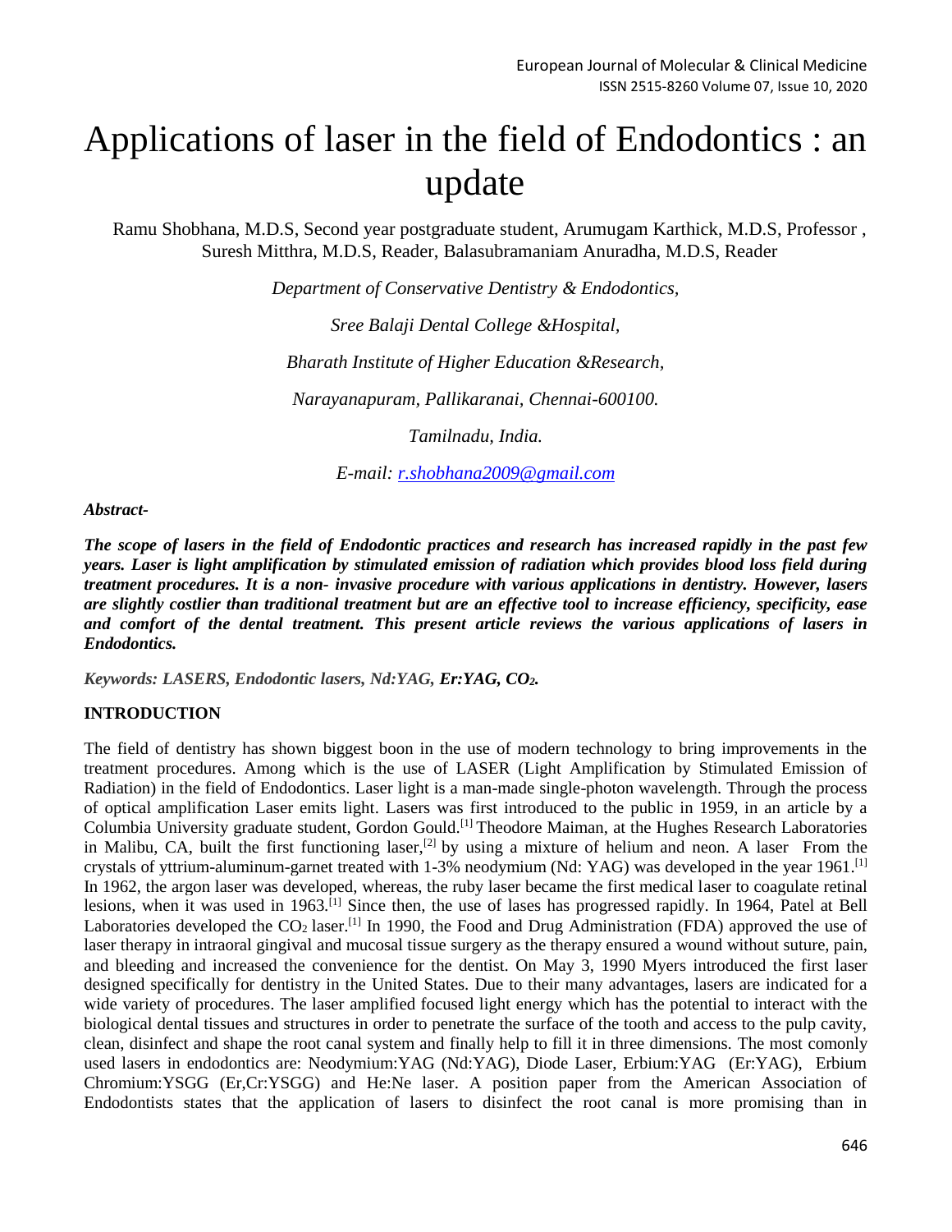# Applications of laser in the field of Endodontics : an update

Ramu Shobhana, M.D.S, Second year postgraduate student, Arumugam Karthick, M.D.S, Professor , Suresh Mitthra, M.D.S, Reader, Balasubramaniam Anuradha, M.D.S, Reader

*Department of Conservative Dentistry & Endodontics,*

*Sree Balaji Dental College &Hospital,*

*Bharath Institute of Higher Education &Research,*

*Narayanapuram, Pallikaranai, Chennai-600100.*

*Tamilnadu, India.*

*E-mail: r.shobhana2009@gmail.com*

***Abstract-***

***The scope of lasers in the field of Endodontic practices and research has increased rapidly in the past few years. Laser is light amplification by stimulated emission of radiation which provides blood loss field during treatment procedures. It is a non- invasive procedure with various applications in dentistry. However, lasers are slightly costlier than traditional treatment but are an effective tool to increase efficiency, specificity, ease and comfort of the dental treatment. This present article reviews the various applications of lasers in Endodontics.***

*Keywords: LASERS, Endodontic lasers, Nd:YAG,* ***Er:YAG, $CO_2$.***

**INTRODUCTION**

The field of dentistry has shown biggest boon in the use of modern technology to bring improvements in the treatment procedures. Among which is the use of LASER (Light Amplification by Stimulated Emission of Radiation) in the field of Endodontics. Laser light is a man-made single-photon wavelength. Through the process of optical amplification Laser emits light. Lasers was first introduced to the public in 1959, in an article by a Columbia University graduate student, Gordon Gould.[1] Theodore Maiman, at the Hughes Research Laboratories in Malibu, CA, built the first functioning laser,[2] by using a mixture of helium and neon. A laser From the crystals of yttrium-aluminum-garnet treated with 1-3% neodymium (Nd: YAG) was developed in the year 1961.[1] In 1962, the argon laser was developed, whereas, the ruby laser became the first medical laser to coagulate retinal lesions, when it was used in 1963.[1] Since then, the use of lases has progressed rapidly. In 1964, Patel at Bell Laboratories developed the $CO_2$ laser.[1] In 1990, the Food and Drug Administration (FDA) approved the use of laser therapy in intraoral gingival and mucosal tissue surgery as the therapy ensured a wound without suture, pain, and bleeding and increased the convenience for the dentist. On May 3, 1990 Myers introduced the first laser designed specifically for dentistry in the United States. Due to their many advantages, lasers are indicated for a wide variety of procedures. The laser amplified focused light energy which has the potential to interact with the biological dental tissues and structures in order to penetrate the surface of the tooth and access to the pulp cavity, clean, disinfect and shape the root canal system and finally help to fill it in three dimensions. The most comonly used lasers in endodontics are: Neodymium:YAG (Nd:YAG), Diode Laser, Erbium:YAG (Er:YAG), Erbium Chromium:YSGG (Er,Cr:YSGG) and He:Ne laser. A position paper from the American Association of Endodontists states that the application of lasers to disinfect the root canal is more promising than in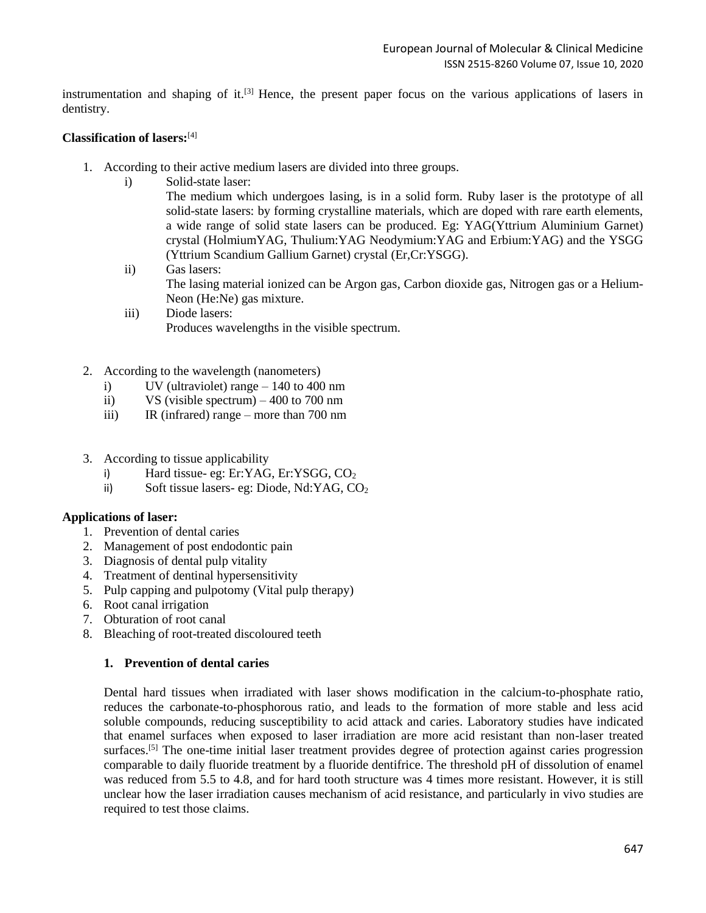instrumentation and shaping of it.[3] Hence, the present paper focus on the various applications of lasers in dentistry.

**Classification of lasers:**[4]

1. According to their active medium lasers are divided into three groups.
   i) Solid-state laser:
      The medium which undergoes lasing, is in a solid form. Ruby laser is the prototype of all solid-state lasers: by forming crystalline materials, which are doped with rare earth elements, a wide range of solid state lasers can be produced. Eg: YAG(Yttrium Aluminium Garnet) crystal (HolmiumYAG, Thulium:YAG Neodymium:YAG and Erbium:YAG) and the YSGG (Yttrium Scandium Gallium Garnet) crystal (Er,Cr:YSGG).
   ii) Gas lasers:
      The lasing material ionized can be Argon gas, Carbon dioxide gas, Nitrogen gas or a Helium-Neon (He:Ne) gas mixture.
   iii) Diode lasers:
      Produces wavelengths in the visible spectrum.

2. According to the wavelength (nanometers)
   i) UV (ultraviolet) range – 140 to 400 nm
   ii) VS (visible spectrum) – 400 to 700 nm
   iii) IR (infrared) range – more than 700 nm

3. According to tissue applicability
   i) Hard tissue- eg: Er:YAG, Er:YSGG, $CO_2$
   ii) Soft tissue lasers- eg: Diode, Nd:YAG, $CO_2$

**Applications of laser:**

1. Prevention of dental caries
2. Management of post endodontic pain
3. Diagnosis of dental pulp vitality
4. Treatment of dentinal hypersensitivity
5. Pulp capping and pulpotomy (Vital pulp therapy)
6. Root canal irrigation
7. Obturation of root canal
8. Bleaching of root-treated discoloured teeth

### 1. Prevention of dental caries

Dental hard tissues when irradiated with laser shows modification in the calcium-to-phosphate ratio, reduces the carbonate-to-phosphorous ratio, and leads to the formation of more stable and less acid soluble compounds, reducing susceptibility to acid attack and caries. Laboratory studies have indicated that enamel surfaces when exposed to laser irradiation are more acid resistant than non-laser treated surfaces.[5] The one-time initial laser treatment provides degree of protection against caries progression comparable to daily fluoride treatment by a fluoride dentifrice. The threshold pH of dissolution of enamel was reduced from 5.5 to 4.8, and for hard tooth structure was 4 times more resistant. However, it is still unclear how the laser irradiation causes mechanism of acid resistance, and particularly in vivo studies are required to test those claims.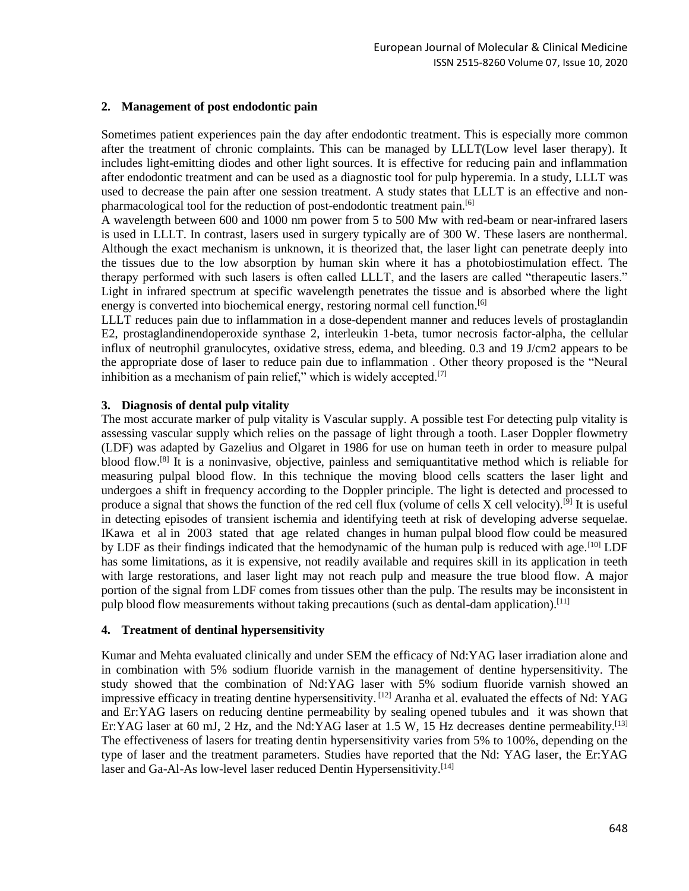## 2. Management of post endodontic pain

Sometimes patient experiences pain the day after endodontic treatment. This is especially more common after the treatment of chronic complaints. This can be managed by LLLT(Low level laser therapy). It includes light-emitting diodes and other light sources. It is effective for reducing pain and inflammation after endodontic treatment and can be used as a diagnostic tool for pulp hyperemia. In a study, LLLT was used to decrease the pain after one session treatment. A study states that LLLT is an effective and non-pharmacological tool for the reduction of post-endodontic treatment pain.[6]

A wavelength between 600 and 1000 nm power from 5 to 500 Mw with red-beam or near-infrared lasers is used in LLLT. In contrast, lasers used in surgery typically are of 300 W. These lasers are nonthermal. Although the exact mechanism is unknown, it is theorized that, the laser light can penetrate deeply into the tissues due to the low absorption by human skin where it has a photobiostimulation effect. The therapy performed with such lasers is often called LLLT, and the lasers are called "therapeutic lasers." Light in infrared spectrum at specific wavelength penetrates the tissue and is absorbed where the light energy is converted into biochemical energy, restoring normal cell function.[6]

LLLT reduces pain due to inflammation in a dose-dependent manner and reduces levels of prostaglandin E2, prostaglandinendoperoxide synthase 2, interleukin 1-beta, tumor necrosis factor-alpha, the cellular influx of neutrophil granulocytes, oxidative stress, edema, and bleeding. 0.3 and 19 J/cm2 appears to be the appropriate dose of laser to reduce pain due to inflammation . Other theory proposed is the "Neural inhibition as a mechanism of pain relief," which is widely accepted.[7]

## 3. Diagnosis of dental pulp vitality

The most accurate marker of pulp vitality is Vascular supply. A possible test For detecting pulp vitality is assessing vascular supply which relies on the passage of light through a tooth. Laser Doppler flowmetry (LDF) was adapted by Gazelius and Olgaret in 1986 for use on human teeth in order to measure pulpal blood flow.[8] It is a noninvasive, objective, painless and semiquantitative method which is reliable for measuring pulpal blood flow. In this technique the moving blood cells scatters the laser light and undergoes a shift in frequency according to the Doppler principle. The light is detected and processed to produce a signal that shows the function of the red cell flux (volume of cells X cell velocity).[9] It is useful in detecting episodes of transient ischemia and identifying teeth at risk of developing adverse sequelae. IKawa et al in 2003 stated that age related changes in human pulpal blood flow could be measured by LDF as their findings indicated that the hemodynamic of the human pulp is reduced with age.[10] LDF has some limitations, as it is expensive, not readily available and requires skill in its application in teeth with large restorations, and laser light may not reach pulp and measure the true blood flow. A major portion of the signal from LDF comes from tissues other than the pulp. The results may be inconsistent in pulp blood flow measurements without taking precautions (such as dental-dam application).[11]

## 4. Treatment of dentinal hypersensitivity

Kumar and Mehta evaluated clinically and under SEM the efficacy of Nd:YAG laser irradiation alone and in combination with 5% sodium fluoride varnish in the management of dentine hypersensitivity. The study showed that the combination of Nd:YAG laser with 5% sodium fluoride varnish showed an impressive efficacy in treating dentine hypersensitivity. [12] Aranha et al. evaluated the effects of Nd: YAG and Er:YAG lasers on reducing dentine permeability by sealing opened tubules and it was shown that Er:YAG laser at 60 mJ, 2 Hz, and the Nd:YAG laser at 1.5 W, 15 Hz decreases dentine permeability.[13] The effectiveness of lasers for treating dentin hypersensitivity varies from 5% to 100%, depending on the type of laser and the treatment parameters. Studies have reported that the Nd: YAG laser, the Er:YAG laser and Ga-Al-As low-level laser reduced Dentin Hypersensitivity.[14]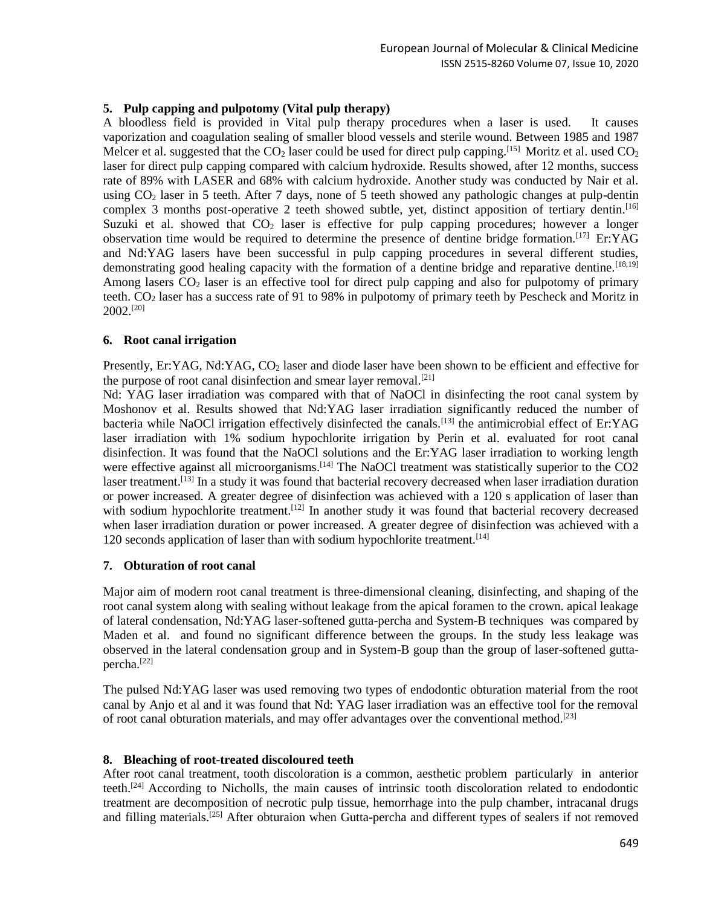## 5. Pulp capping and pulpotomy (Vital pulp therapy)

A bloodless field is provided in Vital pulp therapy procedures when a laser is used. It causes vaporization and coagulation sealing of smaller blood vessels and sterile wound. Between 1985 and 1987 Melcer et al. suggested that the $CO_2$ laser could be used for direct pulp capping.[15] Moritz et al. used $CO_2$ laser for direct pulp capping compared with calcium hydroxide. Results showed, after 12 months, success rate of 89% with LASER and 68% with calcium hydroxide. Another study was conducted by Nair et al. using $CO_2$ laser in 5 teeth. After 7 days, none of 5 teeth showed any pathologic changes at pulp-dentin complex 3 months post-operative 2 teeth showed subtle, yet, distinct apposition of tertiary dentin.[16] Suzuki et al. showed that $CO_2$ laser is effective for pulp capping procedures; however a longer observation time would be required to determine the presence of dentine bridge formation.[17] Er:YAG and Nd:YAG lasers have been successful in pulp capping procedures in several different studies, demonstrating good healing capacity with the formation of a dentine bridge and reparative dentine.[18,19] Among lasers $CO_2$ laser is an effective tool for direct pulp capping and also for pulpotomy of primary teeth. $CO_2$ laser has a success rate of 91 to 98% in pulpotomy of primary teeth by Pescheck and Moritz in 2002.[20]

## 6. Root canal irrigation

Presently, Er:YAG, Nd:YAG, $CO_2$ laser and diode laser have been shown to be efficient and effective for the purpose of root canal disinfection and smear layer removal.[21]

Nd: YAG laser irradiation was compared with that of NaOCl in disinfecting the root canal system by Moshonov et al. Results showed that Nd:YAG laser irradiation significantly reduced the number of bacteria while NaOCl irrigation effectively disinfected the canals.[13] the antimicrobial effect of Er:YAG laser irradiation with 1% sodium hypochlorite irrigation by Perin et al. evaluated for root canal disinfection. It was found that the NaOCl solutions and the Er:YAG laser irradiation to working length were effective against all microorganisms.[14] The NaOCl treatment was statistically superior to the CO2 laser treatment.[13] In a study it was found that bacterial recovery decreased when laser irradiation duration or power increased. A greater degree of disinfection was achieved with a 120 s application of laser than with sodium hypochlorite treatment.[12] In another study it was found that bacterial recovery decreased when laser irradiation duration or power increased. A greater degree of disinfection was achieved with a 120 seconds application of laser than with sodium hypochlorite treatment.[14]

## 7. Obturation of root canal

Major aim of modern root canal treatment is three-dimensional cleaning, disinfecting, and shaping of the root canal system along with sealing without leakage from the apical foramen to the crown. apical leakage of lateral condensation, Nd:YAG laser-softened gutta-percha and System-B techniques was compared by Maden et al. and found no significant difference between the groups. In the study less leakage was observed in the lateral condensation group and in System-B goup than the group of laser-softened gutta-percha.[22]

The pulsed Nd:YAG laser was used removing two types of endodontic obturation material from the root canal by Anjo et al and it was found that Nd: YAG laser irradiation was an effective tool for the removal of root canal obturation materials, and may offer advantages over the conventional method.[23]

## 8. Bleaching of root-treated discoloured teeth

After root canal treatment, tooth discoloration is a common, aesthetic problem particularly in anterior teeth.[24] According to Nicholls, the main causes of intrinsic tooth discoloration related to endodontic treatment are decomposition of necrotic pulp tissue, hemorrhage into the pulp chamber, intracanal drugs and filling materials.[25] After obturaion when Gutta-percha and different types of sealers if not removed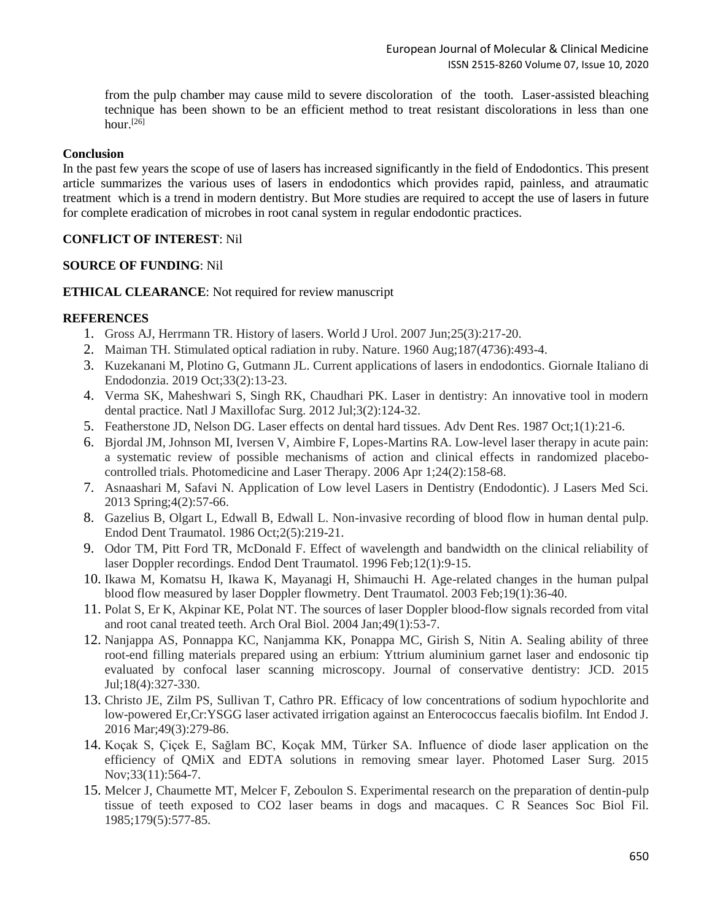from the pulp chamber may cause mild to severe discoloration of the tooth. Laser-assisted bleaching technique has been shown to be an efficient method to treat resistant discolorations in less than one hour.[26]

**Conclusion**

In the past few years the scope of use of lasers has increased significantly in the field of Endodontics. This present article summarizes the various uses of lasers in endodontics which provides rapid, painless, and atraumatic treatment which is a trend in modern dentistry. But More studies are required to accept the use of lasers in future for complete eradication of microbes in root canal system in regular endodontic practices.

**CONFLICT OF INTEREST**: Nil

**SOURCE OF FUNDING**: Nil

**ETHICAL CLEARANCE**: Not required for review manuscript

**REFERENCES**

1. Gross AJ, Herrmann TR. History of lasers. World J Urol. 2007 Jun;25(3):217-20.
2. Maiman TH. Stimulated optical radiation in ruby. Nature. 1960 Aug;187(4736):493-4.
3. Kuzekanani M, Plotino G, Gutmann JL. Current applications of lasers in endodontics. Giornale Italiano di Endodonzia. 2019 Oct;33(2):13-23.
4. Verma SK, Maheshwari S, Singh RK, Chaudhari PK. Laser in dentistry: An innovative tool in modern dental practice. Natl J Maxillofac Surg. 2012 Jul;3(2):124-32.
5. Featherstone JD, Nelson DG. Laser effects on dental hard tissues. Adv Dent Res. 1987 Oct;1(1):21-6.
6. Bjordal JM, Johnson MI, Iversen V, Aimbire F, Lopes-Martins RA. Low-level laser therapy in acute pain: a systematic review of possible mechanisms of action and clinical effects in randomized placebo-controlled trials. Photomedicine and Laser Therapy. 2006 Apr 1;24(2):158-68.
7. Asnaashari M, Safavi N. Application of Low level Lasers in Dentistry (Endodontic). J Lasers Med Sci. 2013 Spring;4(2):57-66.
8. Gazelius B, Olgart L, Edwall B, Edwall L. Non-invasive recording of blood flow in human dental pulp. Endod Dent Traumatol. 1986 Oct;2(5):219-21.
9. Odor TM, Pitt Ford TR, McDonald F. Effect of wavelength and bandwidth on the clinical reliability of laser Doppler recordings. Endod Dent Traumatol. 1996 Feb;12(1):9-15.
10. Ikawa M, Komatsu H, Ikawa K, Mayanagi H, Shimauchi H. Age-related changes in the human pulpal blood flow measured by laser Doppler flowmetry. Dent Traumatol. 2003 Feb;19(1):36-40.
11. Polat S, Er K, Akpinar KE, Polat NT. The sources of laser Doppler blood-flow signals recorded from vital and root canal treated teeth. Arch Oral Biol. 2004 Jan;49(1):53-7.
12. Nanjappa AS, Ponnappa KC, Nanjamma KK, Ponappa MC, Girish S, Nitin A. Sealing ability of three root-end filling materials prepared using an erbium: Yttrium aluminium garnet laser and endosonic tip evaluated by confocal laser scanning microscopy. Journal of conservative dentistry: JCD. 2015 Jul;18(4):327-330.
13. Christo JE, Zilm PS, Sullivan T, Cathro PR. Efficacy of low concentrations of sodium hypochlorite and low-powered Er,Cr:YSGG laser activated irrigation against an Enterococcus faecalis biofilm. Int Endod J. 2016 Mar;49(3):279-86.
14. Koçak S, Çiçek E, Sağlam BC, Koçak MM, Türker SA. Influence of diode laser application on the efficiency of QMiX and EDTA solutions in removing smear layer. Photomed Laser Surg. 2015 Nov;33(11):564-7.
15. Melcer J, Chaumette MT, Melcer F, Zeboulon S. Experimental research on the preparation of dentin-pulp tissue of teeth exposed to CO2 laser beams in dogs and macaques. C R Seances Soc Biol Fil. 1985;179(5):577-85.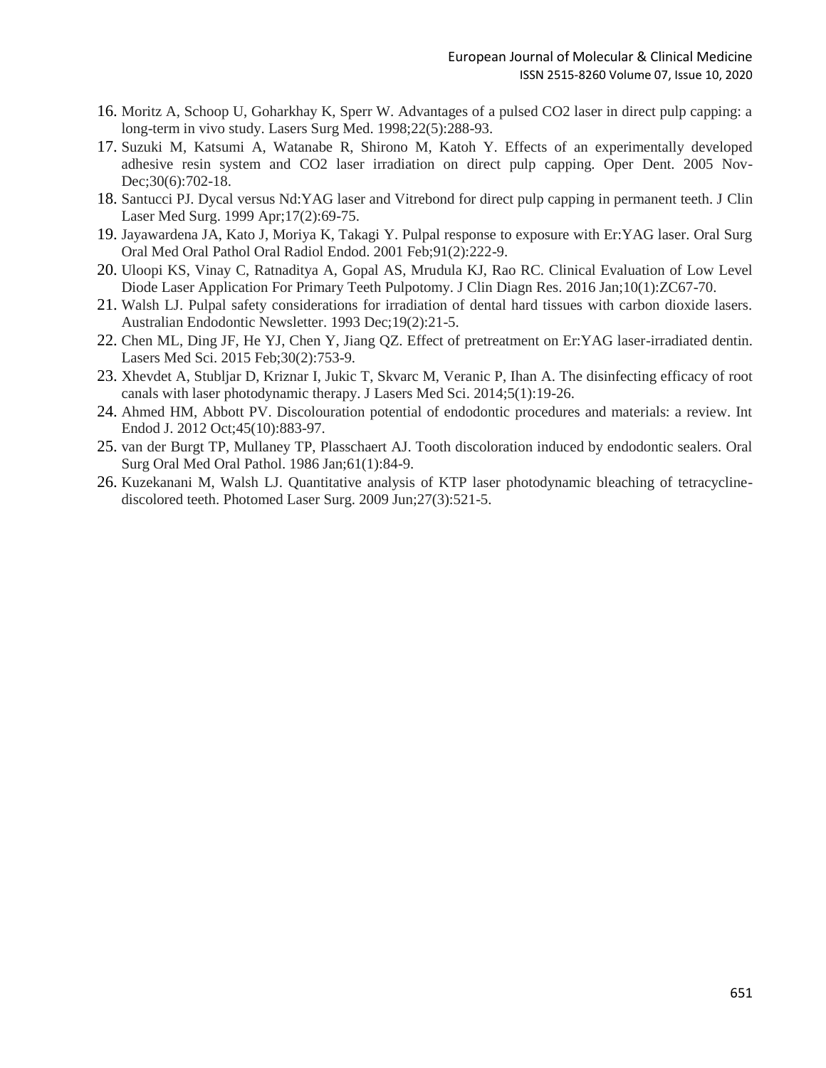16. Moritz A, Schoop U, Goharkhay K, Sperr W. Advantages of a pulsed CO2 laser in direct pulp capping: a long-term in vivo study. Lasers Surg Med. 1998;22(5):288-93.
17. Suzuki M, Katsumi A, Watanabe R, Shirono M, Katoh Y. Effects of an experimentally developed adhesive resin system and CO2 laser irradiation on direct pulp capping. Oper Dent. 2005 Nov-Dec;30(6):702-18.
18. Santucci PJ. Dycal versus Nd:YAG laser and Vitrebond for direct pulp capping in permanent teeth. J Clin Laser Med Surg. 1999 Apr;17(2):69-75.
19. Jayawardena JA, Kato J, Moriya K, Takagi Y. Pulpal response to exposure with Er:YAG laser. Oral Surg Oral Med Oral Pathol Oral Radiol Endod. 2001 Feb;91(2):222-9.
20. Uloopi KS, Vinay C, Ratnaditya A, Gopal AS, Mrudula KJ, Rao RC. Clinical Evaluation of Low Level Diode Laser Application For Primary Teeth Pulpotomy. J Clin Diagn Res. 2016 Jan;10(1):ZC67-70.
21. Walsh LJ. Pulpal safety considerations for irradiation of dental hard tissues with carbon dioxide lasers. Australian Endodontic Newsletter. 1993 Dec;19(2):21-5.
22. Chen ML, Ding JF, He YJ, Chen Y, Jiang QZ. Effect of pretreatment on Er:YAG laser-irradiated dentin. Lasers Med Sci. 2015 Feb;30(2):753-9.
23. Xhevdet A, Stubljar D, Kriznar I, Jukic T, Skvarc M, Veranic P, Ihan A. The disinfecting efficacy of root canals with laser photodynamic therapy. J Lasers Med Sci. 2014;5(1):19-26.
24. Ahmed HM, Abbott PV. Discolouration potential of endodontic procedures and materials: a review. Int Endod J. 2012 Oct;45(10):883-97.
25. van der Burgt TP, Mullaney TP, Plasschaert AJ. Tooth discoloration induced by endodontic sealers. Oral Surg Oral Med Oral Pathol. 1986 Jan;61(1):84-9.
26. Kuzekanani M, Walsh LJ. Quantitative analysis of KTP laser photodynamic bleaching of tetracycline-discolored teeth. Photomed Laser Surg. 2009 Jun;27(3):521-5.